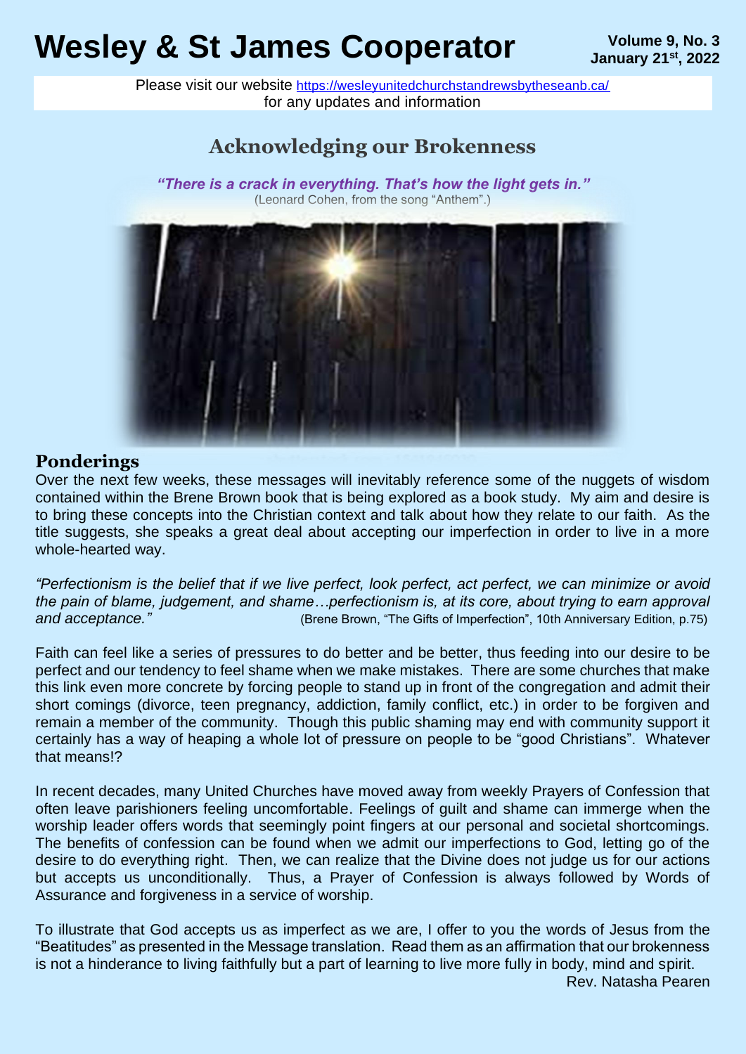# Wesley & St James Cooperator

**Volume 9, No. 3**
**January 21st, 2022**

Please visit our website https://wesleyunitedchurchstandrewsbytheseanb.ca/ for any updates and information

## Acknowledging our Brokenness

***"There is a crack in everything. That's how the light gets in."***
(Leonard Cohen, from the song "Anthem".)

## Ponderings

Over the next few weeks, these messages will inevitably reference some of the nuggets of wisdom contained within the Brene Brown book that is being explored as a book study. My aim and desire is to bring these concepts into the Christian context and talk about how they relate to our faith. As the title suggests, she speaks a great deal about accepting our imperfection in order to live in a more whole-hearted way.

*"Perfectionism is the belief that if we live perfect, look perfect, act perfect, we can minimize or avoid the pain of blame, judgement, and shame…perfectionism is, at its core, about trying to earn approval and acceptance."* (Brene Brown, "The Gifts of Imperfection", 10th Anniversary Edition, p.75)

Faith can feel like a series of pressures to do better and be better, thus feeding into our desire to be perfect and our tendency to feel shame when we make mistakes. There are some churches that make this link even more concrete by forcing people to stand up in front of the congregation and admit their short comings (divorce, teen pregnancy, addiction, family conflict, etc.) in order to be forgiven and remain a member of the community. Though this public shaming may end with community support it certainly has a way of heaping a whole lot of pressure on people to be "good Christians". Whatever that means!?

In recent decades, many United Churches have moved away from weekly Prayers of Confession that often leave parishioners feeling uncomfortable. Feelings of guilt and shame can immerge when the worship leader offers words that seemingly point fingers at our personal and societal shortcomings. The benefits of confession can be found when we admit our imperfections to God, letting go of the desire to do everything right. Then, we can realize that the Divine does not judge us for our actions but accepts us unconditionally. Thus, a Prayer of Confession is always followed by Words of Assurance and forgiveness in a service of worship.

To illustrate that God accepts us as imperfect as we are, I offer to you the words of Jesus from the "Beatitudes" as presented in the Message translation. Read them as an affirmation that our brokenness is not a hinderance to living faithfully but a part of learning to live more fully in body, mind and spirit.

Rev. Natasha Pearen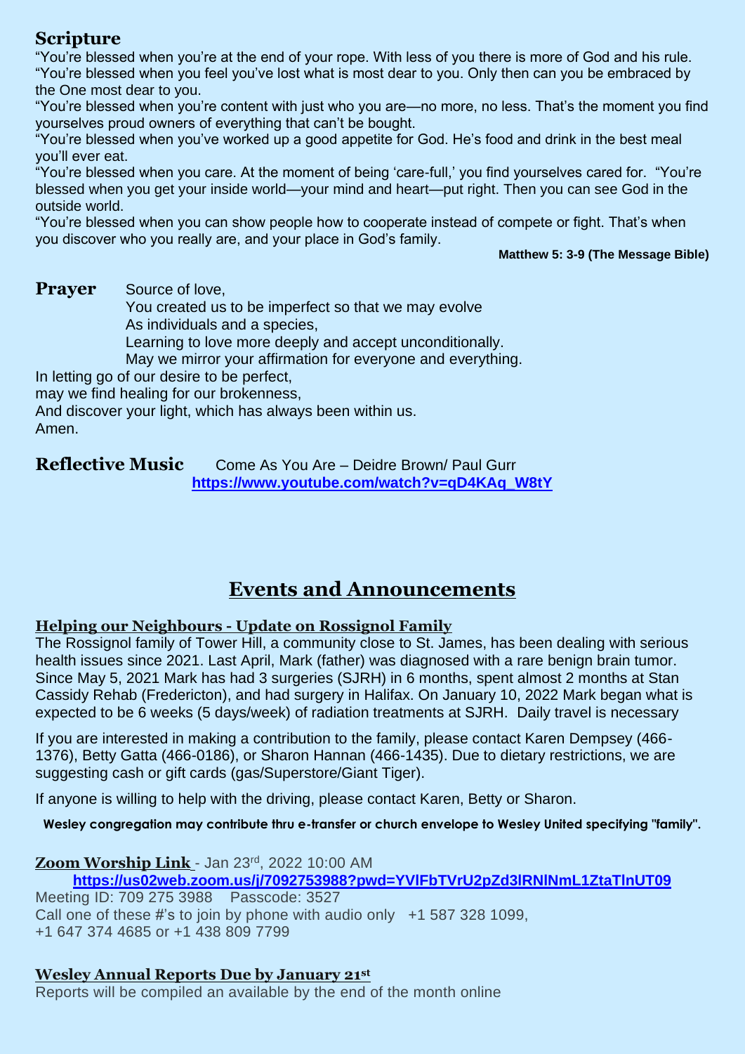## Scripture

"You're blessed when you're at the end of your rope. With less of you there is more of God and his rule.
"You're blessed when you feel you've lost what is most dear to you. Only then can you be embraced by the One most dear to you.
"You're blessed when you're content with just who you are—no more, no less. That's the moment you find yourselves proud owners of everything that can't be bought.
"You're blessed when you've worked up a good appetite for God. He's food and drink in the best meal you'll ever eat.
"You're blessed when you care. At the moment of being 'care-full,' you find yourselves cared for. "You're blessed when you get your inside world—your mind and heart—put right. Then you can see God in the outside world.
"You're blessed when you can show people how to cooperate instead of compete or fight. That's when you discover who you really are, and your place in God's family.

**Matthew 5: 3-9 (The Message Bible)**

## Prayer

Source of love,
You created us to be imperfect so that we may evolve
As individuals and a species,
Learning to love more deeply and accept unconditionally.
May we mirror your affirmation for everyone and everything.
In letting go of our desire to be perfect,
may we find healing for our brokenness,
And discover your light, which has always been within us.
Amen.

## Reflective Music

Come As You Are – Deidre Brown/ Paul Gurr
**https://www.youtube.com/watch?v=qD4KAq_W8tY**

# Events and Announcements

### Helping our Neighbours - Update on Rossignol Family

The Rossignol family of Tower Hill, a community close to St. James, has been dealing with serious health issues since 2021. Last April, Mark (father) was diagnosed with a rare benign brain tumor. Since May 5, 2021 Mark has had 3 surgeries (SJRH) in 6 months, spent almost 2 months at Stan Cassidy Rehab (Fredericton), and had surgery in Halifax. On January 10, 2022 Mark began what is expected to be 6 weeks (5 days/week) of radiation treatments at SJRH. Daily travel is necessary

If you are interested in making a contribution to the family, please contact Karen Dempsey (466-1376), Betty Gatta (466-0186), or Sharon Hannan (466-1435). Due to dietary restrictions, we are suggesting cash or gift cards (gas/Superstore/Giant Tiger).

If anyone is willing to help with the driving, please contact Karen, Betty or Sharon.

**Wesley congregation may contribute thru e-transfer or church envelope to Wesley United specifying "family".**

### Zoom Worship Link - Jan 23rd, 2022 10:00 AM

**https://us02web.zoom.us/j/7092753988?pwd=YVlFbTVrU2pZd3lRNlNmL1ZtaTlnUT09**
Meeting ID: 709 275 3988 Passcode: 3527
Call one of these #'s to join by phone with audio only +1 587 328 1099,
+1 647 374 4685 or +1 438 809 7799

### Wesley Annual Reports Due by January 21st

Reports will be compiled an available by the end of the month online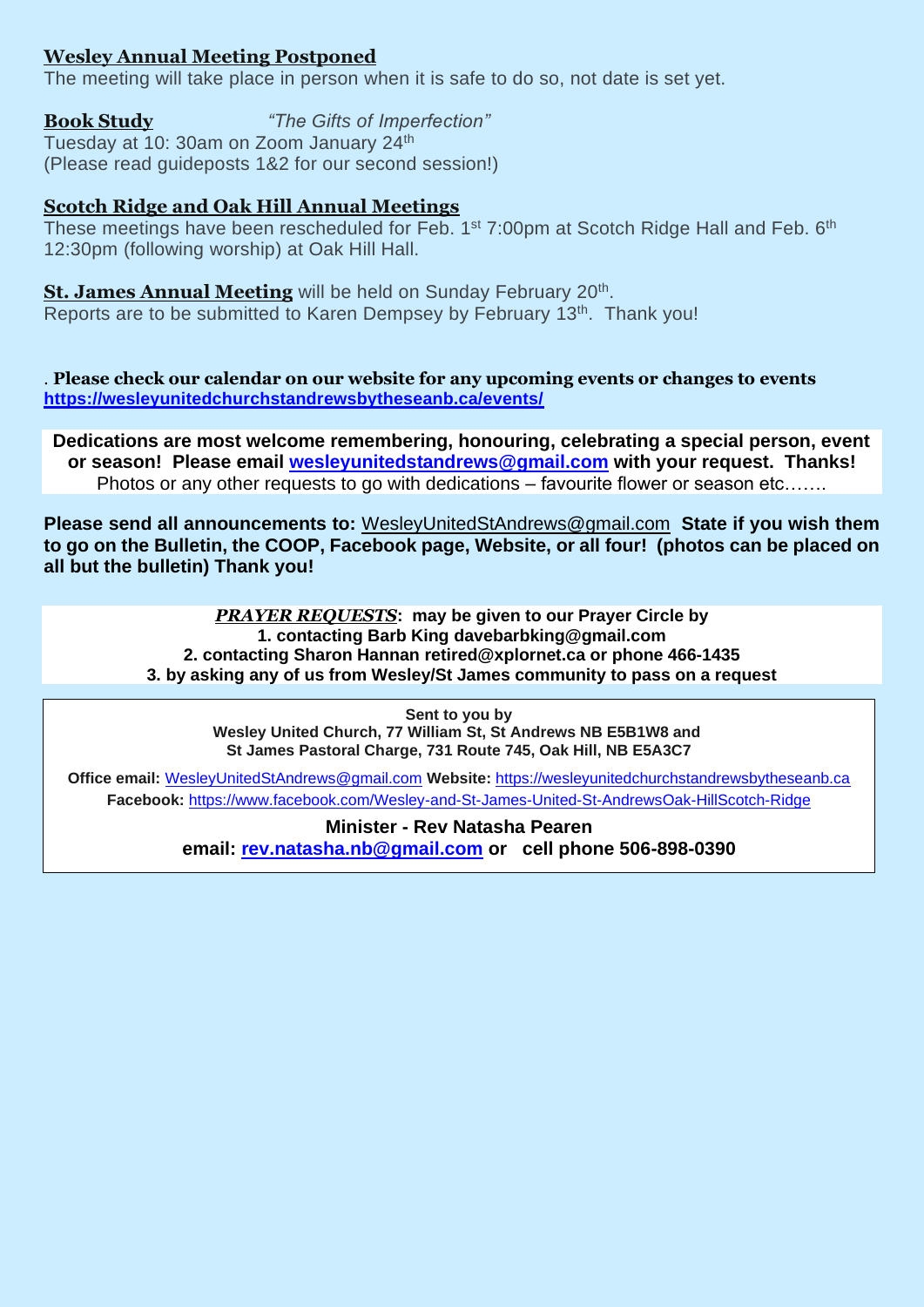**Wesley Annual Meeting Postponed**

The meeting will take place in person when it is safe to do so, not date is set yet.

**Book Study** *"The Gifts of Imperfection"*

Tuesday at 10: 30am on Zoom January 24th
(Please read guideposts 1&2 for our second session!)

**Scotch Ridge and Oak Hill Annual Meetings**

These meetings have been rescheduled for Feb. 1st 7:00pm at Scotch Ridge Hall and Feb. 6th 12:30pm (following worship) at Oak Hill Hall.

**St. James Annual Meeting** will be held on Sunday February 20th.
Reports are to be submitted to Karen Dempsey by February 13th. Thank you!

. **Please check our calendar on our website for any upcoming events or changes to events**
**https://wesleyunitedchurchstandrewsbytheseanb.ca/events/**

**Dedications are most welcome remembering, honouring, celebrating a special person, event or season! Please email wesleyunitedstandrews@gmail.com with your request. Thanks!**
Photos or any other requests to go with dedications – favourite flower or season etc…….

**Please send all announcements to:** WesleyUnitedStAndrews@gmail.com **State if you wish them to go on the Bulletin, the COOP, Facebook page, Website, or all four! (photos can be placed on all but the bulletin) Thank you!**

***PRAYER REQUESTS*: may be given to our Prayer Circle by**
**1. contacting Barb King davebarbking@gmail.com**
**2. contacting Sharon Hannan retired@xplornet.ca or phone 466-1435**
**3. by asking any of us from Wesley/St James community to pass on a request**

**Sent to you by**
**Wesley United Church, 77 William St, St Andrews NB E5B1W8 and**
**St James Pastoral Charge, 731 Route 745, Oak Hill, NB E5A3C7**

**Office email:** WesleyUnitedStAndrews@gmail.com **Website:** https://wesleyunitedchurchstandrewsbytheseanb.ca
**Facebook:** https://www.facebook.com/Wesley-and-St-James-United-St-AndrewsOak-HillScotch-Ridge

**Minister - Rev Natasha Pearen**
**email: rev.natasha.nb@gmail.com or cell phone 506-898-0390**